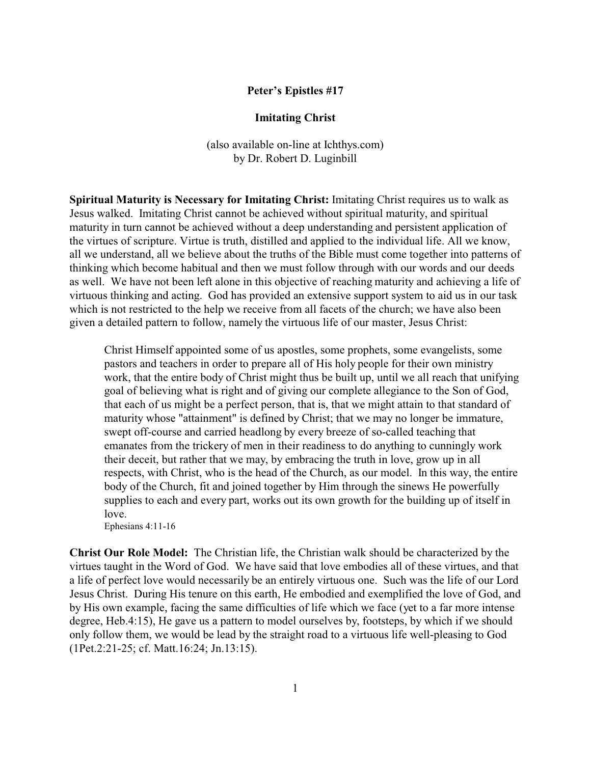**Peter's Epistles #17**

**Imitating Christ**

(also available on-line at Ichthys.com)
by Dr. Robert D. Luginbill

**Spiritual Maturity is Necessary for Imitating Christ:** Imitating Christ requires us to walk as Jesus walked. Imitating Christ cannot be achieved without spiritual maturity, and spiritual maturity in turn cannot be achieved without a deep understanding and persistent application of the virtues of scripture. Virtue is truth, distilled and applied to the individual life. All we know, all we understand, all we believe about the truths of the Bible must come together into patterns of thinking which become habitual and then we must follow through with our words and our deeds as well. We have not been left alone in this objective of reaching maturity and achieving a life of virtuous thinking and acting. God has provided an extensive support system to aid us in our task which is not restricted to the help we receive from all facets of the church; we have also been given a detailed pattern to follow, namely the virtuous life of our master, Jesus Christ:

> Christ Himself appointed some of us apostles, some prophets, some evangelists, some pastors and teachers in order to prepare all of His holy people for their own ministry work, that the entire body of Christ might thus be built up, until we all reach that unifying goal of believing what is right and of giving our complete allegiance to the Son of God, that each of us might be a perfect person, that is, that we might attain to that standard of maturity whose "attainment" is defined by Christ; that we may no longer be immature, swept off-course and carried headlong by every breeze of so-called teaching that emanates from the trickery of men in their readiness to do anything to cunningly work their deceit, but rather that we may, by embracing the truth in love, grow up in all respects, with Christ, who is the head of the Church, as our model. In this way, the entire body of the Church, fit and joined together by Him through the sinews He powerfully supplies to each and every part, works out its own growth for the building up of itself in love.
> Ephesians 4:11-16

**Christ Our Role Model:** The Christian life, the Christian walk should be characterized by the virtues taught in the Word of God. We have said that love embodies all of these virtues, and that a life of perfect love would necessarily be an entirely virtuous one. Such was the life of our Lord Jesus Christ. During His tenure on this earth, He embodied and exemplified the love of God, and by His own example, facing the same difficulties of life which we face (yet to a far more intense degree, Heb.4:15), He gave us a pattern to model ourselves by, footsteps, by which if we should only follow them, we would be lead by the straight road to a virtuous life well-pleasing to God (1Pet.2:21-25; cf. Matt.16:24; Jn.13:15).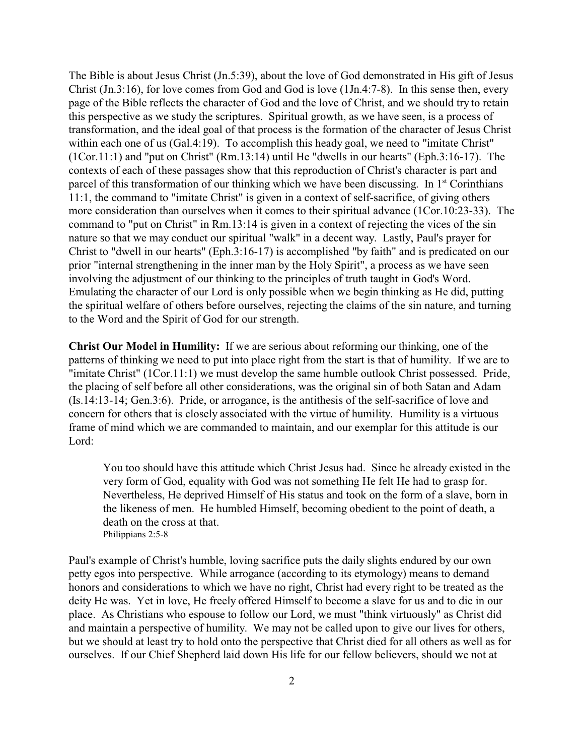The Bible is about Jesus Christ (Jn.5:39), about the love of God demonstrated in His gift of Jesus Christ (Jn.3:16), for love comes from God and God is love (1Jn.4:7-8). In this sense then, every page of the Bible reflects the character of God and the love of Christ, and we should try to retain this perspective as we study the scriptures. Spiritual growth, as we have seen, is a process of transformation, and the ideal goal of that process is the formation of the character of Jesus Christ within each one of us (Gal.4:19). To accomplish this heady goal, we need to "imitate Christ" (1Cor.11:1) and "put on Christ" (Rm.13:14) until He "dwells in our hearts" (Eph.3:16-17). The contexts of each of these passages show that this reproduction of Christ's character is part and parcel of this transformation of our thinking which we have been discussing. In 1st Corinthians 11:1, the command to "imitate Christ" is given in a context of self-sacrifice, of giving others more consideration than ourselves when it comes to their spiritual advance (1Cor.10:23-33). The command to "put on Christ" in Rm.13:14 is given in a context of rejecting the vices of the sin nature so that we may conduct our spiritual "walk" in a decent way. Lastly, Paul's prayer for Christ to "dwell in our hearts" (Eph.3:16-17) is accomplished "by faith" and is predicated on our prior "internal strengthening in the inner man by the Holy Spirit", a process as we have seen involving the adjustment of our thinking to the principles of truth taught in God's Word. Emulating the character of our Lord is only possible when we begin thinking as He did, putting the spiritual welfare of others before ourselves, rejecting the claims of the sin nature, and turning to the Word and the Spirit of God for our strength.

**Christ Our Model in Humility:** If we are serious about reforming our thinking, one of the patterns of thinking we need to put into place right from the start is that of humility. If we are to "imitate Christ" (1Cor.11:1) we must develop the same humble outlook Christ possessed. Pride, the placing of self before all other considerations, was the original sin of both Satan and Adam (Is.14:13-14; Gen.3:6). Pride, or arrogance, is the antithesis of the self-sacrifice of love and concern for others that is closely associated with the virtue of humility. Humility is a virtuous frame of mind which we are commanded to maintain, and our exemplar for this attitude is our Lord:

> You too should have this attitude which Christ Jesus had. Since he already existed in the very form of God, equality with God was not something He felt He had to grasp for. Nevertheless, He deprived Himself of His status and took on the form of a slave, born in the likeness of men. He humbled Himself, becoming obedient to the point of death, a death on the cross at that.
> Philippians 2:5-8

Paul's example of Christ's humble, loving sacrifice puts the daily slights endured by our own petty egos into perspective. While arrogance (according to its etymology) means to demand honors and considerations to which we have no right, Christ had every right to be treated as the deity He was. Yet in love, He freely offered Himself to become a slave for us and to die in our place. As Christians who espouse to follow our Lord, we must "think virtuously" as Christ did and maintain a perspective of humility. We may not be called upon to give our lives for others, but we should at least try to hold onto the perspective that Christ died for all others as well as for ourselves. If our Chief Shepherd laid down His life for our fellow believers, should we not at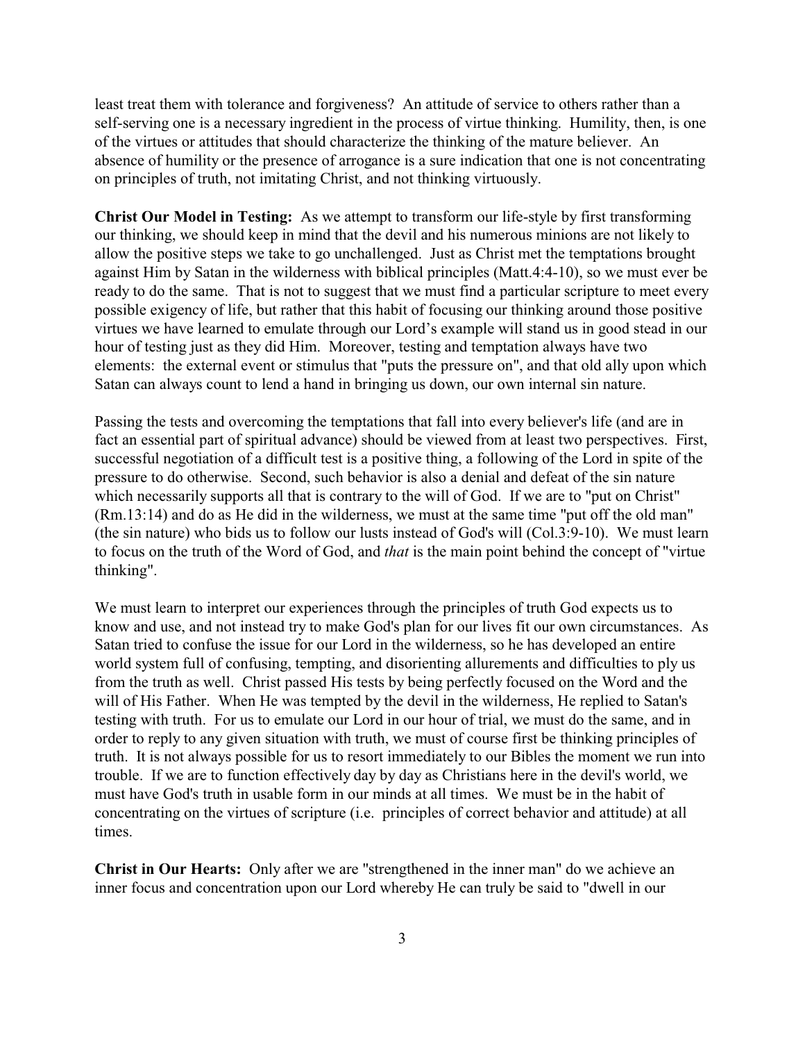least treat them with tolerance and forgiveness? An attitude of service to others rather than a self-serving one is a necessary ingredient in the process of virtue thinking. Humility, then, is one of the virtues or attitudes that should characterize the thinking of the mature believer. An absence of humility or the presence of arrogance is a sure indication that one is not concentrating on principles of truth, not imitating Christ, and not thinking virtuously.

**Christ Our Model in Testing:** As we attempt to transform our life-style by first transforming our thinking, we should keep in mind that the devil and his numerous minions are not likely to allow the positive steps we take to go unchallenged. Just as Christ met the temptations brought against Him by Satan in the wilderness with biblical principles (Matt.4:4-10), so we must ever be ready to do the same. That is not to suggest that we must find a particular scripture to meet every possible exigency of life, but rather that this habit of focusing our thinking around those positive virtues we have learned to emulate through our Lord's example will stand us in good stead in our hour of testing just as they did Him. Moreover, testing and temptation always have two elements: the external event or stimulus that "puts the pressure on", and that old ally upon which Satan can always count to lend a hand in bringing us down, our own internal sin nature.

Passing the tests and overcoming the temptations that fall into every believer's life (and are in fact an essential part of spiritual advance) should be viewed from at least two perspectives. First, successful negotiation of a difficult test is a positive thing, a following of the Lord in spite of the pressure to do otherwise. Second, such behavior is also a denial and defeat of the sin nature which necessarily supports all that is contrary to the will of God. If we are to "put on Christ" (Rm.13:14) and do as He did in the wilderness, we must at the same time "put off the old man" (the sin nature) who bids us to follow our lusts instead of God's will (Col.3:9-10). We must learn to focus on the truth of the Word of God, and *that* is the main point behind the concept of "virtue thinking".

We must learn to interpret our experiences through the principles of truth God expects us to know and use, and not instead try to make God's plan for our lives fit our own circumstances. As Satan tried to confuse the issue for our Lord in the wilderness, so he has developed an entire world system full of confusing, tempting, and disorienting allurements and difficulties to ply us from the truth as well. Christ passed His tests by being perfectly focused on the Word and the will of His Father. When He was tempted by the devil in the wilderness, He replied to Satan's testing with truth. For us to emulate our Lord in our hour of trial, we must do the same, and in order to reply to any given situation with truth, we must of course first be thinking principles of truth. It is not always possible for us to resort immediately to our Bibles the moment we run into trouble. If we are to function effectively day by day as Christians here in the devil's world, we must have God's truth in usable form in our minds at all times. We must be in the habit of concentrating on the virtues of scripture (i.e. principles of correct behavior and attitude) at all times.

**Christ in Our Hearts:** Only after we are "strengthened in the inner man" do we achieve an inner focus and concentration upon our Lord whereby He can truly be said to "dwell in our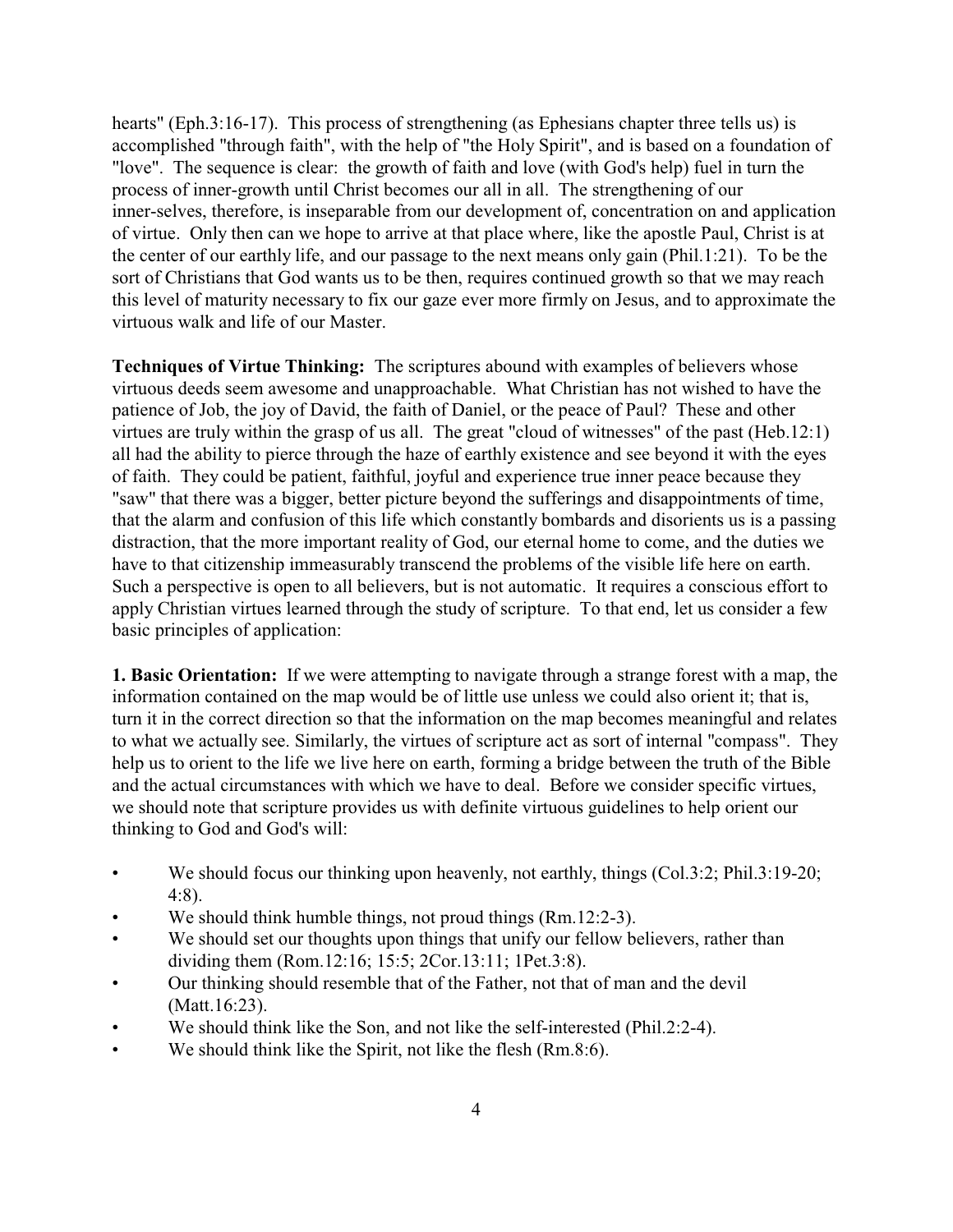hearts" (Eph.3:16-17). This process of strengthening (as Ephesians chapter three tells us) is accomplished "through faith", with the help of "the Holy Spirit", and is based on a foundation of "love". The sequence is clear: the growth of faith and love (with God's help) fuel in turn the process of inner-growth until Christ becomes our all in all. The strengthening of our inner-selves, therefore, is inseparable from our development of, concentration on and application of virtue. Only then can we hope to arrive at that place where, like the apostle Paul, Christ is at the center of our earthly life, and our passage to the next means only gain (Phil.1:21). To be the sort of Christians that God wants us to be then, requires continued growth so that we may reach this level of maturity necessary to fix our gaze ever more firmly on Jesus, and to approximate the virtuous walk and life of our Master.

**Techniques of Virtue Thinking:** The scriptures abound with examples of believers whose virtuous deeds seem awesome and unapproachable. What Christian has not wished to have the patience of Job, the joy of David, the faith of Daniel, or the peace of Paul? These and other virtues are truly within the grasp of us all. The great "cloud of witnesses" of the past (Heb.12:1) all had the ability to pierce through the haze of earthly existence and see beyond it with the eyes of faith. They could be patient, faithful, joyful and experience true inner peace because they "saw" that there was a bigger, better picture beyond the sufferings and disappointments of time, that the alarm and confusion of this life which constantly bombards and disorients us is a passing distraction, that the more important reality of God, our eternal home to come, and the duties we have to that citizenship immeasurably transcend the problems of the visible life here on earth. Such a perspective is open to all believers, but is not automatic. It requires a conscious effort to apply Christian virtues learned through the study of scripture. To that end, let us consider a few basic principles of application:

**1. Basic Orientation:** If we were attempting to navigate through a strange forest with a map, the information contained on the map would be of little use unless we could also orient it; that is, turn it in the correct direction so that the information on the map becomes meaningful and relates to what we actually see. Similarly, the virtues of scripture act as sort of internal "compass". They help us to orient to the life we live here on earth, forming a bridge between the truth of the Bible and the actual circumstances with which we have to deal. Before we consider specific virtues, we should note that scripture provides us with definite virtuous guidelines to help orient our thinking to God and God's will:

- We should focus our thinking upon heavenly, not earthly, things (Col.3:2; Phil.3:19-20; 4:8).
- We should think humble things, not proud things (Rm.12:2-3).
- We should set our thoughts upon things that unify our fellow believers, rather than dividing them (Rom.12:16; 15:5; 2Cor.13:11; 1Pet.3:8).
- Our thinking should resemble that of the Father, not that of man and the devil (Matt.16:23).
- We should think like the Son, and not like the self-interested (Phil.2:2-4).
- We should think like the Spirit, not like the flesh (Rm.8:6).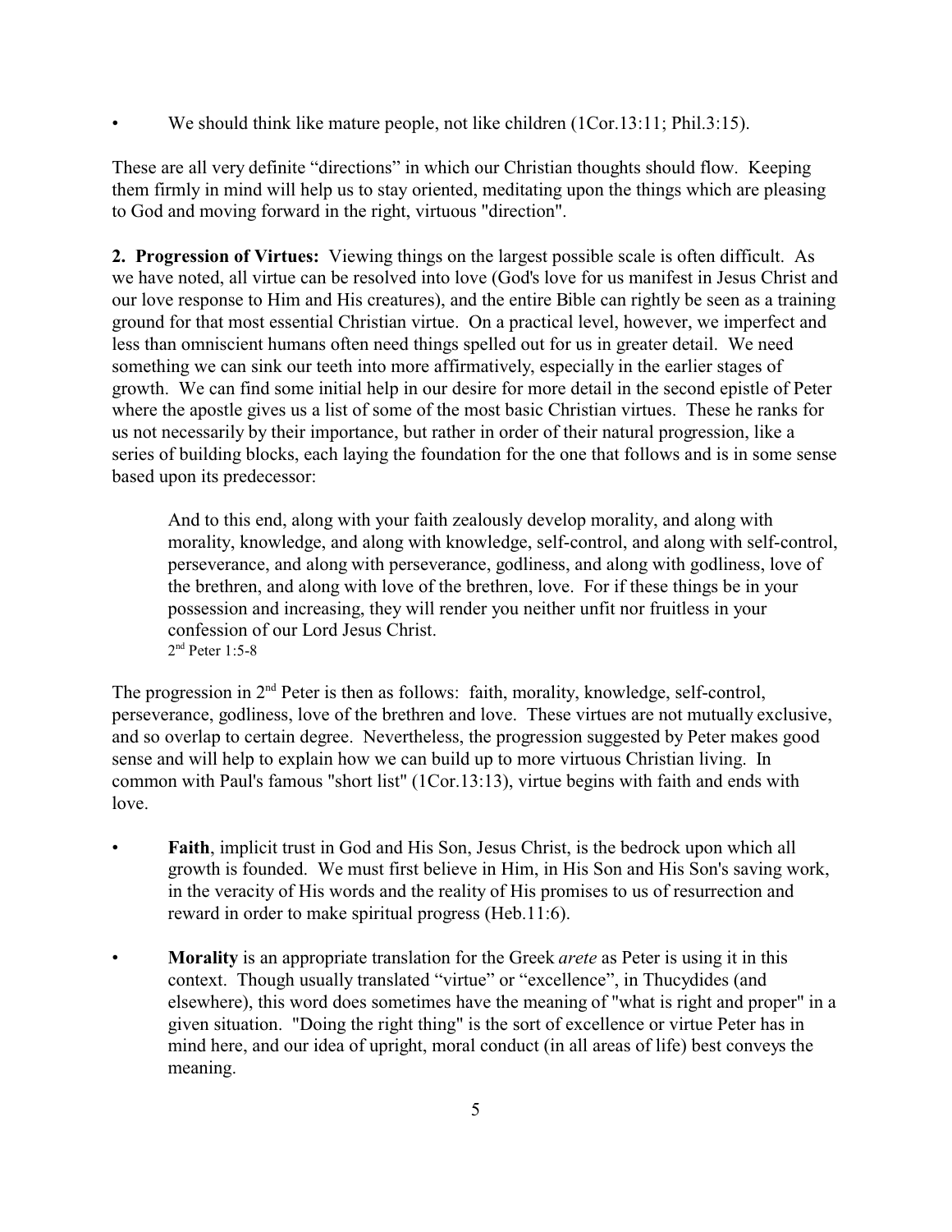- We should think like mature people, not like children (1Cor.13:11; Phil.3:15).

These are all very definite "directions" in which our Christian thoughts should flow. Keeping them firmly in mind will help us to stay oriented, meditating upon the things which are pleasing to God and moving forward in the right, virtuous "direction".

**2. Progression of Virtues:** Viewing things on the largest possible scale is often difficult. As we have noted, all virtue can be resolved into love (God's love for us manifest in Jesus Christ and our love response to Him and His creatures), and the entire Bible can rightly be seen as a training ground for that most essential Christian virtue. On a practical level, however, we imperfect and less than omniscient humans often need things spelled out for us in greater detail. We need something we can sink our teeth into more affirmatively, especially in the earlier stages of growth. We can find some initial help in our desire for more detail in the second epistle of Peter where the apostle gives us a list of some of the most basic Christian virtues. These he ranks for us not necessarily by their importance, but rather in order of their natural progression, like a series of building blocks, each laying the foundation for the one that follows and is in some sense based upon its predecessor:

> And to this end, along with your faith zealously develop morality, and along with morality, knowledge, and along with knowledge, self-control, and along with self-control, perseverance, and along with perseverance, godliness, and along with godliness, love of the brethren, and along with love of the brethren, love. For if these things be in your possession and increasing, they will render you neither unfit nor fruitless in your confession of our Lord Jesus Christ.
> 2nd Peter 1:5-8

The progression in 2nd Peter is then as follows: faith, morality, knowledge, self-control, perseverance, godliness, love of the brethren and love. These virtues are not mutually exclusive, and so overlap to certain degree. Nevertheless, the progression suggested by Peter makes good sense and will help to explain how we can build up to more virtuous Christian living. In common with Paul's famous "short list" (1Cor.13:13), virtue begins with faith and ends with love.

- **Faith**, implicit trust in God and His Son, Jesus Christ, is the bedrock upon which all growth is founded. We must first believe in Him, in His Son and His Son's saving work, in the veracity of His words and the reality of His promises to us of resurrection and reward in order to make spiritual progress (Heb.11:6).

- **Morality** is an appropriate translation for the Greek *arete* as Peter is using it in this context. Though usually translated "virtue" or "excellence", in Thucydides (and elsewhere), this word does sometimes have the meaning of "what is right and proper" in a given situation. "Doing the right thing" is the sort of excellence or virtue Peter has in mind here, and our idea of upright, moral conduct (in all areas of life) best conveys the meaning.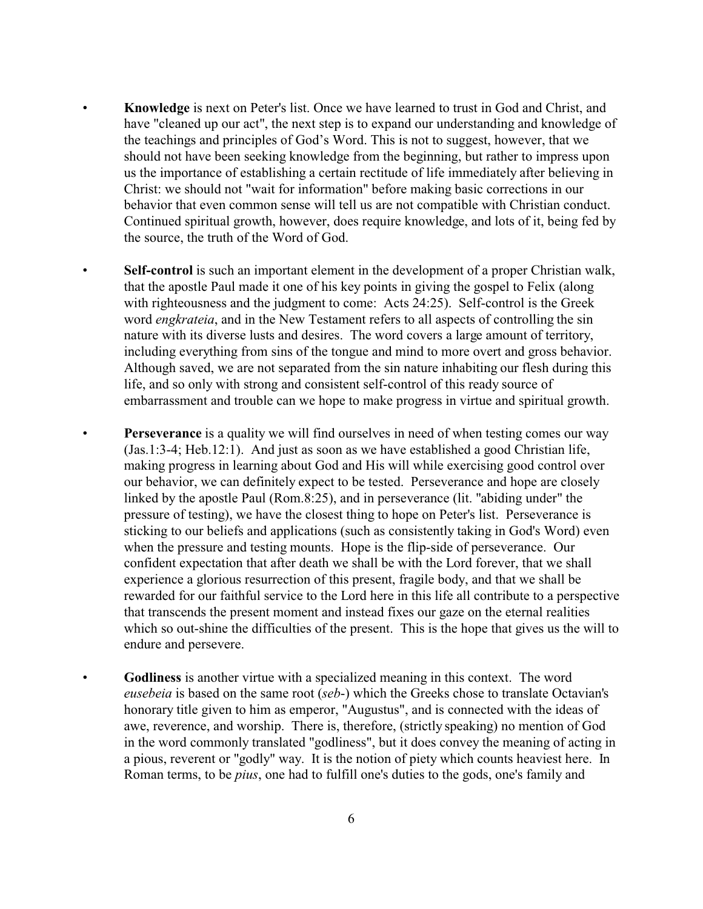- **Knowledge** is next on Peter's list. Once we have learned to trust in God and Christ, and have "cleaned up our act", the next step is to expand our understanding and knowledge of the teachings and principles of God's Word. This is not to suggest, however, that we should not have been seeking knowledge from the beginning, but rather to impress upon us the importance of establishing a certain rectitude of life immediately after believing in Christ: we should not "wait for information" before making basic corrections in our behavior that even common sense will tell us are not compatible with Christian conduct. Continued spiritual growth, however, does require knowledge, and lots of it, being fed by the source, the truth of the Word of God.

- **Self-control** is such an important element in the development of a proper Christian walk, that the apostle Paul made it one of his key points in giving the gospel to Felix (along with righteousness and the judgment to come: Acts 24:25). Self-control is the Greek word *engkrateia*, and in the New Testament refers to all aspects of controlling the sin nature with its diverse lusts and desires. The word covers a large amount of territory, including everything from sins of the tongue and mind to more overt and gross behavior. Although saved, we are not separated from the sin nature inhabiting our flesh during this life, and so only with strong and consistent self-control of this ready source of embarrassment and trouble can we hope to make progress in virtue and spiritual growth.

- **Perseverance** is a quality we will find ourselves in need of when testing comes our way (Jas.1:3-4; Heb.12:1). And just as soon as we have established a good Christian life, making progress in learning about God and His will while exercising good control over our behavior, we can definitely expect to be tested. Perseverance and hope are closely linked by the apostle Paul (Rom.8:25), and in perseverance (lit. "abiding under" the pressure of testing), we have the closest thing to hope on Peter's list. Perseverance is sticking to our beliefs and applications (such as consistently taking in God's Word) even when the pressure and testing mounts. Hope is the flip-side of perseverance. Our confident expectation that after death we shall be with the Lord forever, that we shall experience a glorious resurrection of this present, fragile body, and that we shall be rewarded for our faithful service to the Lord here in this life all contribute to a perspective that transcends the present moment and instead fixes our gaze on the eternal realities which so out-shine the difficulties of the present. This is the hope that gives us the will to endure and persevere.

- **Godliness** is another virtue with a specialized meaning in this context. The word *eusebeia* is based on the same root (*seb-*) which the Greeks chose to translate Octavian's honorary title given to him as emperor, "Augustus", and is connected with the ideas of awe, reverence, and worship. There is, therefore, (strictly speaking) no mention of God in the word commonly translated "godliness", but it does convey the meaning of acting in a pious, reverent or "godly" way. It is the notion of piety which counts heaviest here. In Roman terms, to be *pius*, one had to fulfill one's duties to the gods, one's family and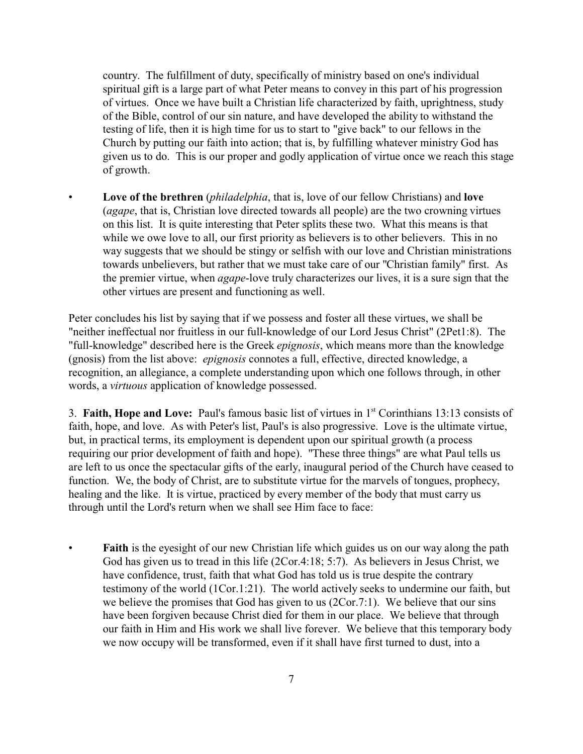country. The fulfillment of duty, specifically of ministry based on one's individual spiritual gift is a large part of what Peter means to convey in this part of his progression of virtues. Once we have built a Christian life characterized by faith, uprightness, study of the Bible, control of our sin nature, and have developed the ability to withstand the testing of life, then it is high time for us to start to "give back" to our fellows in the Church by putting our faith into action; that is, by fulfilling whatever ministry God has given us to do. This is our proper and godly application of virtue once we reach this stage of growth.

- **Love of the brethren** (*philadelphia*, that is, love of our fellow Christians) and **love** (*agape*, that is, Christian love directed towards all people) are the two crowning virtues on this list. It is quite interesting that Peter splits these two. What this means is that while we owe love to all, our first priority as believers is to other believers. This in no way suggests that we should be stingy or selfish with our love and Christian ministrations towards unbelievers, but rather that we must take care of our "Christian family" first. As the premier virtue, when *agape*-love truly characterizes our lives, it is a sure sign that the other virtues are present and functioning as well.

Peter concludes his list by saying that if we possess and foster all these virtues, we shall be "neither ineffectual nor fruitless in our full-knowledge of our Lord Jesus Christ" (2Pet1:8). The "full-knowledge" described here is the Greek *epignosis*, which means more than the knowledge (gnosis) from the list above: *epignosis* connotes a full, effective, directed knowledge, a recognition, an allegiance, a complete understanding upon which one follows through, in other words, a *virtuous* application of knowledge possessed.

3. **Faith, Hope and Love:** Paul's famous basic list of virtues in 1st Corinthians 13:13 consists of faith, hope, and love. As with Peter's list, Paul's is also progressive. Love is the ultimate virtue, but, in practical terms, its employment is dependent upon our spiritual growth (a process requiring our prior development of faith and hope). "These three things" are what Paul tells us are left to us once the spectacular gifts of the early, inaugural period of the Church have ceased to function. We, the body of Christ, are to substitute virtue for the marvels of tongues, prophecy, healing and the like. It is virtue, practiced by every member of the body that must carry us through until the Lord's return when we shall see Him face to face:

- **Faith** is the eyesight of our new Christian life which guides us on our way along the path God has given us to tread in this life (2Cor.4:18; 5:7). As believers in Jesus Christ, we have confidence, trust, faith that what God has told us is true despite the contrary testimony of the world (1Cor.1:21). The world actively seeks to undermine our faith, but we believe the promises that God has given to us (2Cor.7:1). We believe that our sins have been forgiven because Christ died for them in our place. We believe that through our faith in Him and His work we shall live forever. We believe that this temporary body we now occupy will be transformed, even if it shall have first turned to dust, into a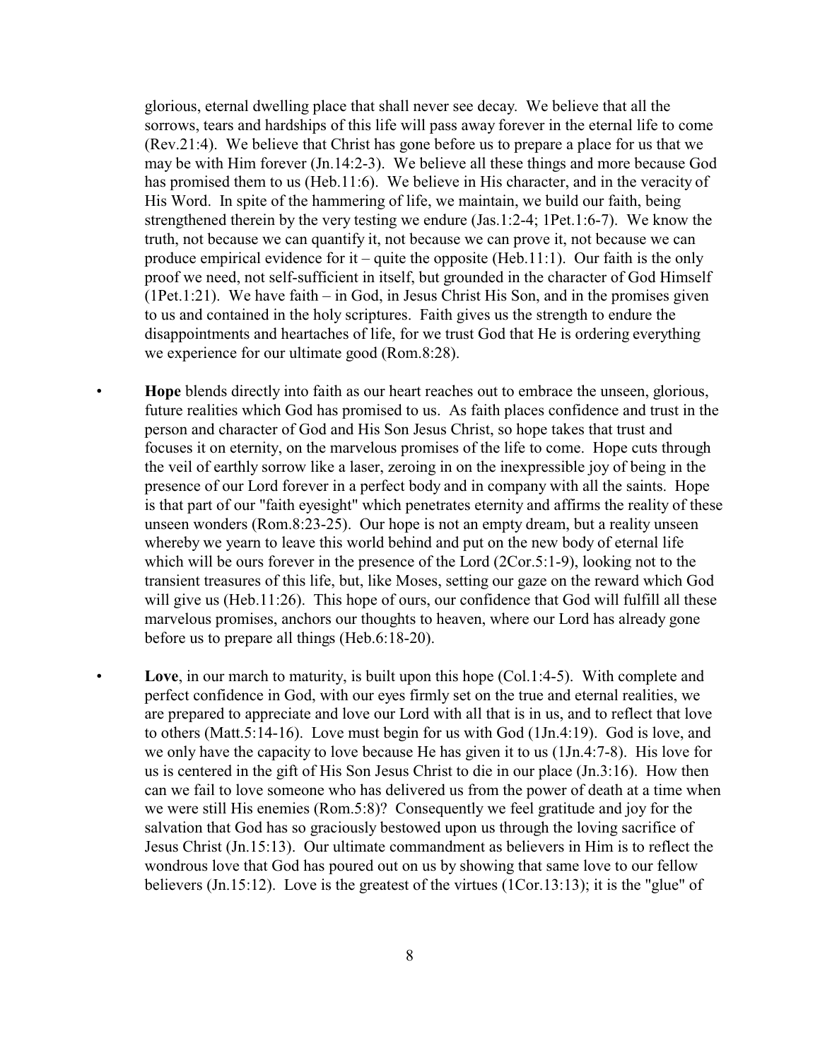glorious, eternal dwelling place that shall never see decay. We believe that all the sorrows, tears and hardships of this life will pass away forever in the eternal life to come (Rev.21:4). We believe that Christ has gone before us to prepare a place for us that we may be with Him forever (Jn.14:2-3). We believe all these things and more because God has promised them to us (Heb.11:6). We believe in His character, and in the veracity of His Word. In spite of the hammering of life, we maintain, we build our faith, being strengthened therein by the very testing we endure (Jas.1:2-4; 1Pet.1:6-7). We know the truth, not because we can quantify it, not because we can prove it, not because we can produce empirical evidence for it – quite the opposite (Heb.11:1). Our faith is the only proof we need, not self-sufficient in itself, but grounded in the character of God Himself (1Pet.1:21). We have faith – in God, in Jesus Christ His Son, and in the promises given to us and contained in the holy scriptures. Faith gives us the strength to endure the disappointments and heartaches of life, for we trust God that He is ordering everything we experience for our ultimate good (Rom.8:28).

- **Hope** blends directly into faith as our heart reaches out to embrace the unseen, glorious, future realities which God has promised to us. As faith places confidence and trust in the person and character of God and His Son Jesus Christ, so hope takes that trust and focuses it on eternity, on the marvelous promises of the life to come. Hope cuts through the veil of earthly sorrow like a laser, zeroing in on the inexpressible joy of being in the presence of our Lord forever in a perfect body and in company with all the saints. Hope is that part of our "faith eyesight" which penetrates eternity and affirms the reality of these unseen wonders (Rom.8:23-25). Our hope is not an empty dream, but a reality unseen whereby we yearn to leave this world behind and put on the new body of eternal life which will be ours forever in the presence of the Lord (2Cor.5:1-9), looking not to the transient treasures of this life, but, like Moses, setting our gaze on the reward which God will give us (Heb.11:26). This hope of ours, our confidence that God will fulfill all these marvelous promises, anchors our thoughts to heaven, where our Lord has already gone before us to prepare all things (Heb.6:18-20).

- **Love**, in our march to maturity, is built upon this hope (Col.1:4-5). With complete and perfect confidence in God, with our eyes firmly set on the true and eternal realities, we are prepared to appreciate and love our Lord with all that is in us, and to reflect that love to others (Matt.5:14-16). Love must begin for us with God (1Jn.4:19). God is love, and we only have the capacity to love because He has given it to us (1Jn.4:7-8). His love for us is centered in the gift of His Son Jesus Christ to die in our place (Jn.3:16). How then can we fail to love someone who has delivered us from the power of death at a time when we were still His enemies (Rom.5:8)? Consequently we feel gratitude and joy for the salvation that God has so graciously bestowed upon us through the loving sacrifice of Jesus Christ (Jn.15:13). Our ultimate commandment as believers in Him is to reflect the wondrous love that God has poured out on us by showing that same love to our fellow believers (Jn.15:12). Love is the greatest of the virtues (1Cor.13:13); it is the "glue" of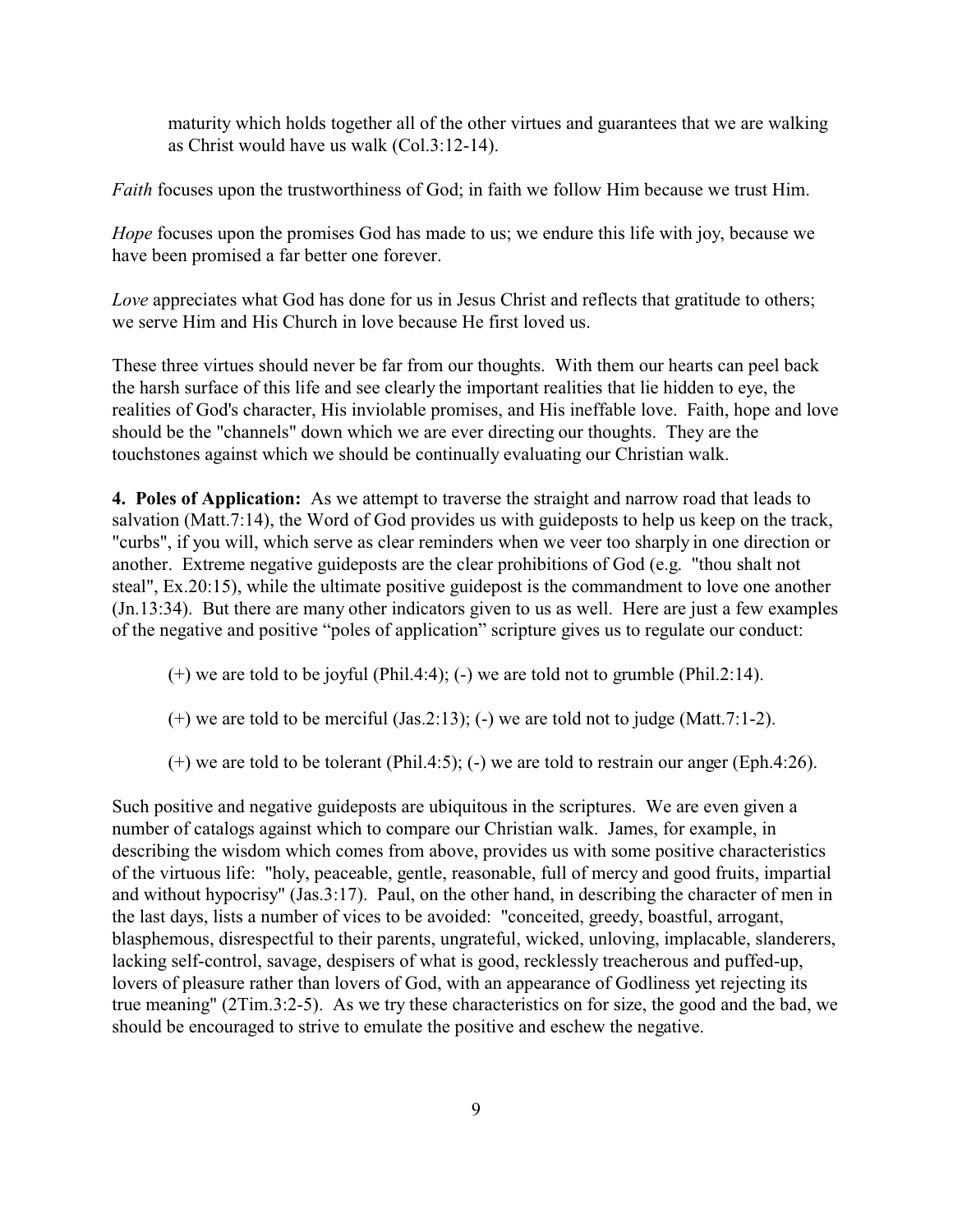maturity which holds together all of the other virtues and guarantees that we are walking as Christ would have us walk (Col.3:12-14).

*Faith* focuses upon the trustworthiness of God; in faith we follow Him because we trust Him.

*Hope* focuses upon the promises God has made to us; we endure this life with joy, because we have been promised a far better one forever.

*Love* appreciates what God has done for us in Jesus Christ and reflects that gratitude to others; we serve Him and His Church in love because He first loved us.

These three virtues should never be far from our thoughts. With them our hearts can peel back the harsh surface of this life and see clearly the important realities that lie hidden to eye, the realities of God's character, His inviolable promises, and His ineffable love. Faith, hope and love should be the "channels" down which we are ever directing our thoughts. They are the touchstones against which we should be continually evaluating our Christian walk.

**4. Poles of Application:** As we attempt to traverse the straight and narrow road that leads to salvation (Matt.7:14), the Word of God provides us with guideposts to help us keep on the track, "curbs", if you will, which serve as clear reminders when we veer too sharply in one direction or another. Extreme negative guideposts are the clear prohibitions of God (e.g. "thou shalt not steal", Ex.20:15), while the ultimate positive guidepost is the commandment to love one another (Jn.13:34). But there are many other indicators given to us as well. Here are just a few examples of the negative and positive "poles of application" scripture gives us to regulate our conduct:

(+) we are told to be joyful (Phil.4:4); (-) we are told not to grumble (Phil.2:14).

(+) we are told to be merciful (Jas.2:13); (-) we are told not to judge (Matt.7:1-2).

(+) we are told to be tolerant (Phil.4:5); (-) we are told to restrain our anger (Eph.4:26).

Such positive and negative guideposts are ubiquitous in the scriptures. We are even given a number of catalogs against which to compare our Christian walk. James, for example, in describing the wisdom which comes from above, provides us with some positive characteristics of the virtuous life: "holy, peaceable, gentle, reasonable, full of mercy and good fruits, impartial and without hypocrisy" (Jas.3:17). Paul, on the other hand, in describing the character of men in the last days, lists a number of vices to be avoided: "conceited, greedy, boastful, arrogant, blasphemous, disrespectful to their parents, ungrateful, wicked, unloving, implacable, slanderers, lacking self-control, savage, despisers of what is good, recklessly treacherous and puffed-up, lovers of pleasure rather than lovers of God, with an appearance of Godliness yet rejecting its true meaning" (2Tim.3:2-5). As we try these characteristics on for size, the good and the bad, we should be encouraged to strive to emulate the positive and eschew the negative.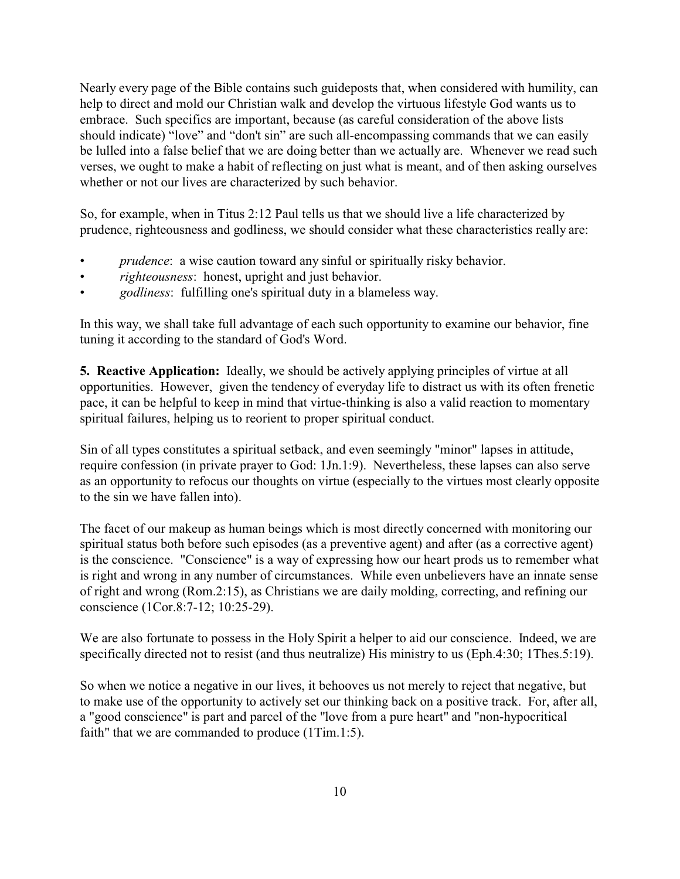Nearly every page of the Bible contains such guideposts that, when considered with humility, can help to direct and mold our Christian walk and develop the virtuous lifestyle God wants us to embrace. Such specifics are important, because (as careful consideration of the above lists should indicate) "love" and "don't sin" are such all-encompassing commands that we can easily be lulled into a false belief that we are doing better than we actually are. Whenever we read such verses, we ought to make a habit of reflecting on just what is meant, and of then asking ourselves whether or not our lives are characterized by such behavior.

So, for example, when in Titus 2:12 Paul tells us that we should live a life characterized by prudence, righteousness and godliness, we should consider what these characteristics really are:

- *prudence*: a wise caution toward any sinful or spiritually risky behavior.
- *righteousness*: honest, upright and just behavior.
- *godliness*: fulfilling one's spiritual duty in a blameless way.

In this way, we shall take full advantage of each such opportunity to examine our behavior, fine tuning it according to the standard of God's Word.

**5. Reactive Application:** Ideally, we should be actively applying principles of virtue at all opportunities. However, given the tendency of everyday life to distract us with its often frenetic pace, it can be helpful to keep in mind that virtue-thinking is also a valid reaction to momentary spiritual failures, helping us to reorient to proper spiritual conduct.

Sin of all types constitutes a spiritual setback, and even seemingly "minor" lapses in attitude, require confession (in private prayer to God: 1Jn.1:9). Nevertheless, these lapses can also serve as an opportunity to refocus our thoughts on virtue (especially to the virtues most clearly opposite to the sin we have fallen into).

The facet of our makeup as human beings which is most directly concerned with monitoring our spiritual status both before such episodes (as a preventive agent) and after (as a corrective agent) is the conscience. "Conscience" is a way of expressing how our heart prods us to remember what is right and wrong in any number of circumstances. While even unbelievers have an innate sense of right and wrong (Rom.2:15), as Christians we are daily molding, correcting, and refining our conscience (1Cor.8:7-12; 10:25-29).

We are also fortunate to possess in the Holy Spirit a helper to aid our conscience. Indeed, we are specifically directed not to resist (and thus neutralize) His ministry to us (Eph.4:30; 1Thes.5:19).

So when we notice a negative in our lives, it behooves us not merely to reject that negative, but to make use of the opportunity to actively set our thinking back on a positive track. For, after all, a "good conscience" is part and parcel of the "love from a pure heart" and "non-hypocritical faith" that we are commanded to produce (1Tim.1:5).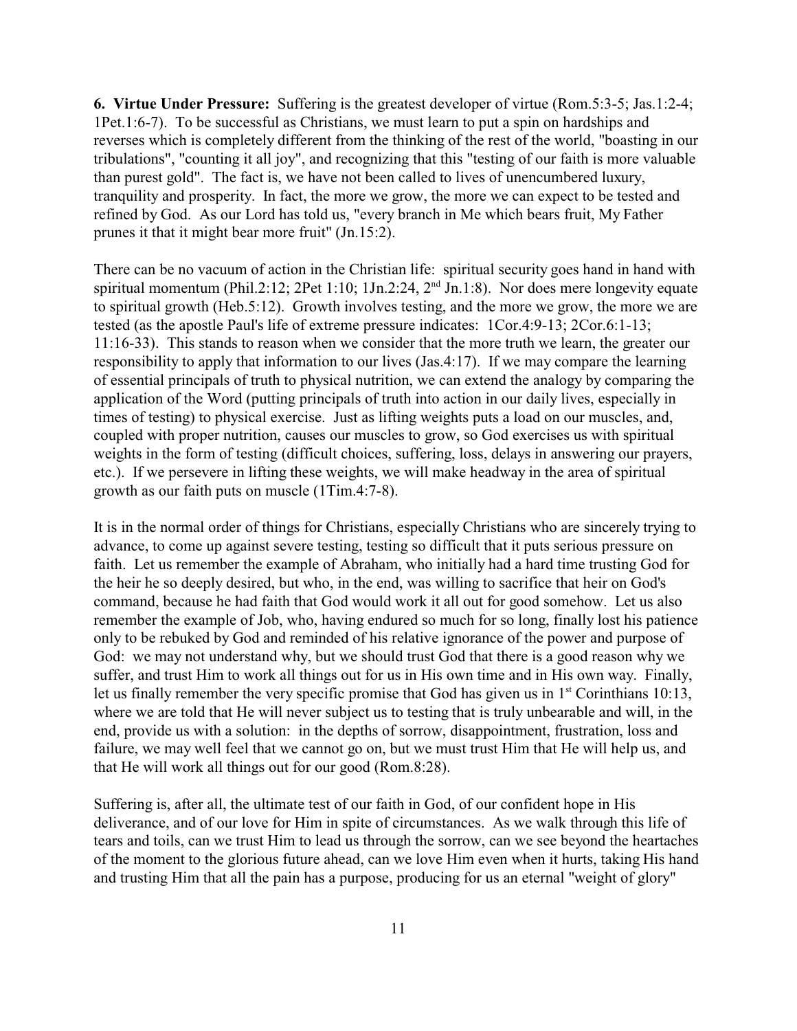**6. Virtue Under Pressure:** Suffering is the greatest developer of virtue (Rom.5:3-5; Jas.1:2-4; 1Pet.1:6-7). To be successful as Christians, we must learn to put a spin on hardships and reverses which is completely different from the thinking of the rest of the world, "boasting in our tribulations", "counting it all joy", and recognizing that this "testing of our faith is more valuable than purest gold". The fact is, we have not been called to lives of unencumbered luxury, tranquility and prosperity. In fact, the more we grow, the more we can expect to be tested and refined by God. As our Lord has told us, "every branch in Me which bears fruit, My Father prunes it that it might bear more fruit" (Jn.15:2).

There can be no vacuum of action in the Christian life: spiritual security goes hand in hand with spiritual momentum (Phil.2:12; 2Pet 1:10; 1Jn.2:24, 2nd Jn.1:8). Nor does mere longevity equate to spiritual growth (Heb.5:12). Growth involves testing, and the more we grow, the more we are tested (as the apostle Paul's life of extreme pressure indicates: 1Cor.4:9-13; 2Cor.6:1-13; 11:16-33). This stands to reason when we consider that the more truth we learn, the greater our responsibility to apply that information to our lives (Jas.4:17). If we may compare the learning of essential principals of truth to physical nutrition, we can extend the analogy by comparing the application of the Word (putting principals of truth into action in our daily lives, especially in times of testing) to physical exercise. Just as lifting weights puts a load on our muscles, and, coupled with proper nutrition, causes our muscles to grow, so God exercises us with spiritual weights in the form of testing (difficult choices, suffering, loss, delays in answering our prayers, etc.). If we persevere in lifting these weights, we will make headway in the area of spiritual growth as our faith puts on muscle (1Tim.4:7-8).

It is in the normal order of things for Christians, especially Christians who are sincerely trying to advance, to come up against severe testing, testing so difficult that it puts serious pressure on faith. Let us remember the example of Abraham, who initially had a hard time trusting God for the heir he so deeply desired, but who, in the end, was willing to sacrifice that heir on God's command, because he had faith that God would work it all out for good somehow. Let us also remember the example of Job, who, having endured so much for so long, finally lost his patience only to be rebuked by God and reminded of his relative ignorance of the power and purpose of God: we may not understand why, but we should trust God that there is a good reason why we suffer, and trust Him to work all things out for us in His own time and in His own way. Finally, let us finally remember the very specific promise that God has given us in 1st Corinthians 10:13, where we are told that He will never subject us to testing that is truly unbearable and will, in the end, provide us with a solution: in the depths of sorrow, disappointment, frustration, loss and failure, we may well feel that we cannot go on, but we must trust Him that He will help us, and that He will work all things out for our good (Rom.8:28).

Suffering is, after all, the ultimate test of our faith in God, of our confident hope in His deliverance, and of our love for Him in spite of circumstances. As we walk through this life of tears and toils, can we trust Him to lead us through the sorrow, can we see beyond the heartaches of the moment to the glorious future ahead, can we love Him even when it hurts, taking His hand and trusting Him that all the pain has a purpose, producing for us an eternal "weight of glory"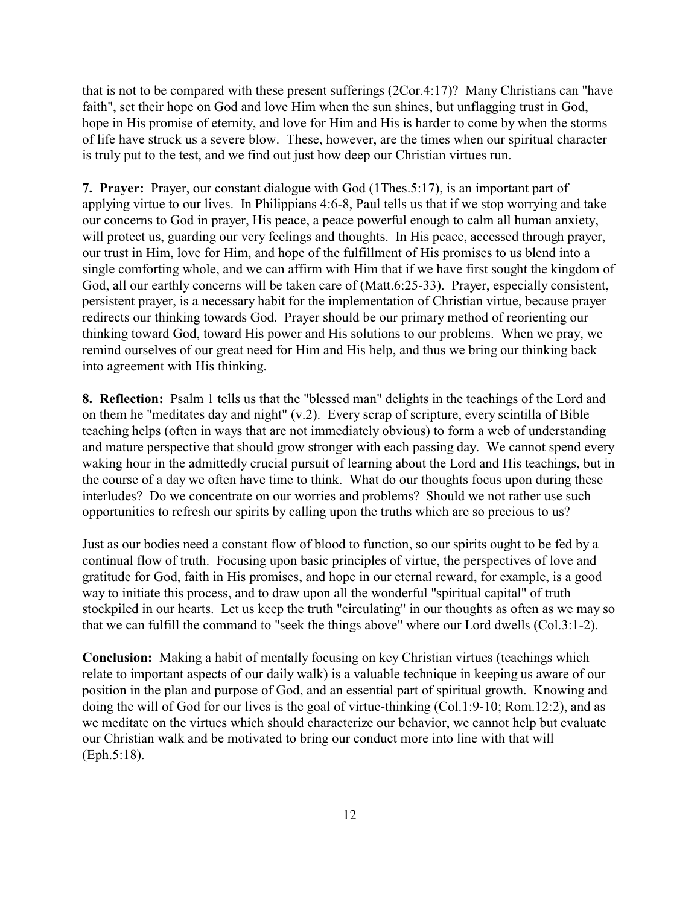that is not to be compared with these present sufferings (2Cor.4:17)? Many Christians can "have faith", set their hope on God and love Him when the sun shines, but unflagging trust in God, hope in His promise of eternity, and love for Him and His is harder to come by when the storms of life have struck us a severe blow. These, however, are the times when our spiritual character is truly put to the test, and we find out just how deep our Christian virtues run.

**7. Prayer:** Prayer, our constant dialogue with God (1Thes.5:17), is an important part of applying virtue to our lives. In Philippians 4:6-8, Paul tells us that if we stop worrying and take our concerns to God in prayer, His peace, a peace powerful enough to calm all human anxiety, will protect us, guarding our very feelings and thoughts. In His peace, accessed through prayer, our trust in Him, love for Him, and hope of the fulfillment of His promises to us blend into a single comforting whole, and we can affirm with Him that if we have first sought the kingdom of God, all our earthly concerns will be taken care of (Matt.6:25-33). Prayer, especially consistent, persistent prayer, is a necessary habit for the implementation of Christian virtue, because prayer redirects our thinking towards God. Prayer should be our primary method of reorienting our thinking toward God, toward His power and His solutions to our problems. When we pray, we remind ourselves of our great need for Him and His help, and thus we bring our thinking back into agreement with His thinking.

**8. Reflection:** Psalm 1 tells us that the "blessed man" delights in the teachings of the Lord and on them he "meditates day and night" (v.2). Every scrap of scripture, every scintilla of Bible teaching helps (often in ways that are not immediately obvious) to form a web of understanding and mature perspective that should grow stronger with each passing day. We cannot spend every waking hour in the admittedly crucial pursuit of learning about the Lord and His teachings, but in the course of a day we often have time to think. What do our thoughts focus upon during these interludes? Do we concentrate on our worries and problems? Should we not rather use such opportunities to refresh our spirits by calling upon the truths which are so precious to us?

Just as our bodies need a constant flow of blood to function, so our spirits ought to be fed by a continual flow of truth. Focusing upon basic principles of virtue, the perspectives of love and gratitude for God, faith in His promises, and hope in our eternal reward, for example, is a good way to initiate this process, and to draw upon all the wonderful "spiritual capital" of truth stockpiled in our hearts. Let us keep the truth "circulating" in our thoughts as often as we may so that we can fulfill the command to "seek the things above" where our Lord dwells (Col.3:1-2).

**Conclusion:** Making a habit of mentally focusing on key Christian virtues (teachings which relate to important aspects of our daily walk) is a valuable technique in keeping us aware of our position in the plan and purpose of God, and an essential part of spiritual growth. Knowing and doing the will of God for our lives is the goal of virtue-thinking (Col.1:9-10; Rom.12:2), and as we meditate on the virtues which should characterize our behavior, we cannot help but evaluate our Christian walk and be motivated to bring our conduct more into line with that will (Eph.5:18).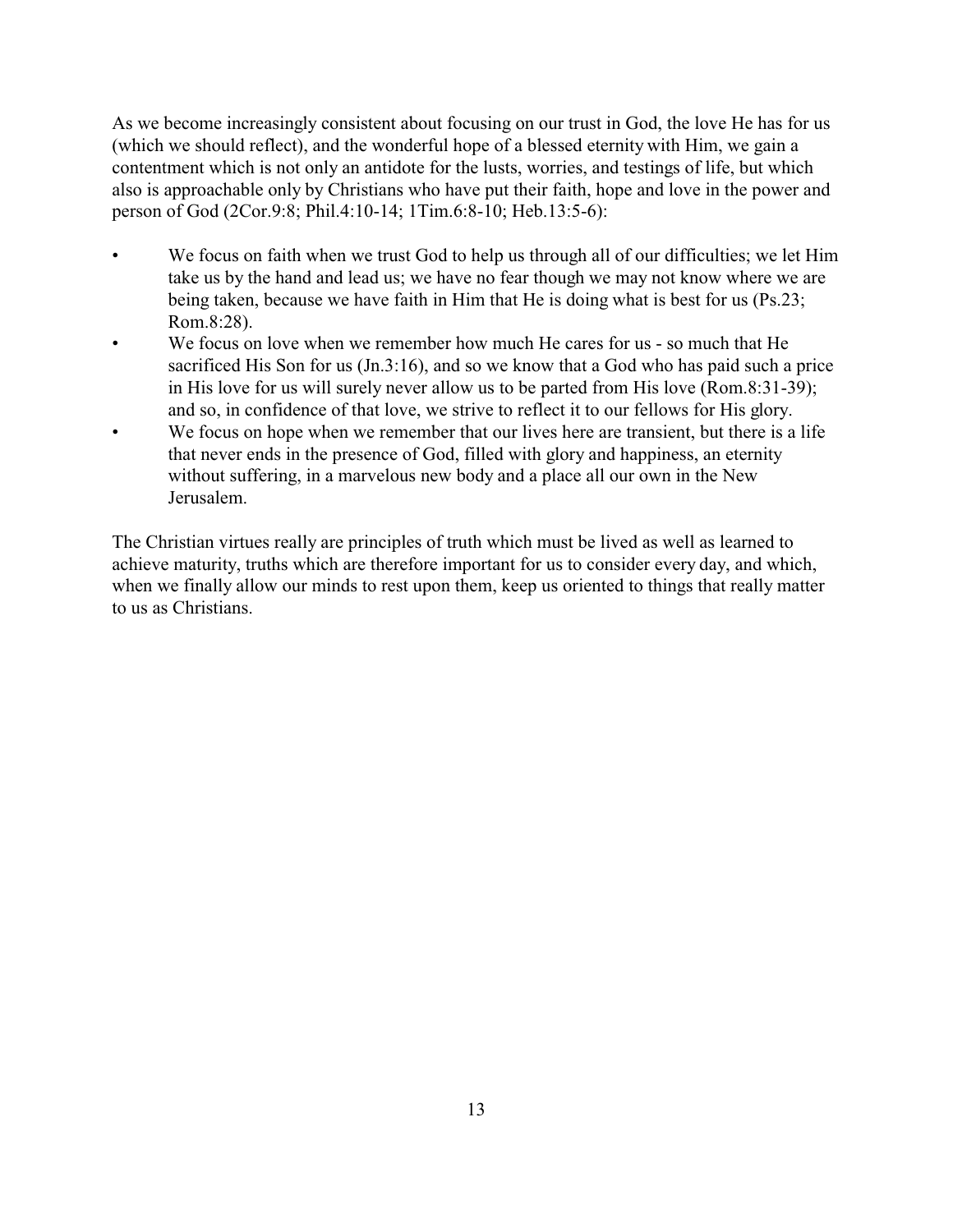As we become increasingly consistent about focusing on our trust in God, the love He has for us (which we should reflect), and the wonderful hope of a blessed eternity with Him, we gain a contentment which is not only an antidote for the lusts, worries, and testings of life, but which also is approachable only by Christians who have put their faith, hope and love in the power and person of God (2Cor.9:8; Phil.4:10-14; 1Tim.6:8-10; Heb.13:5-6):

- We focus on faith when we trust God to help us through all of our difficulties; we let Him take us by the hand and lead us; we have no fear though we may not know where we are being taken, because we have faith in Him that He is doing what is best for us (Ps.23; Rom.8:28).
- We focus on love when we remember how much He cares for us - so much that He sacrificed His Son for us (Jn.3:16), and so we know that a God who has paid such a price in His love for us will surely never allow us to be parted from His love (Rom.8:31-39); and so, in confidence of that love, we strive to reflect it to our fellows for His glory.
- We focus on hope when we remember that our lives here are transient, but there is a life that never ends in the presence of God, filled with glory and happiness, an eternity without suffering, in a marvelous new body and a place all our own in the New Jerusalem.

The Christian virtues really are principles of truth which must be lived as well as learned to achieve maturity, truths which are therefore important for us to consider every day, and which, when we finally allow our minds to rest upon them, keep us oriented to things that really matter to us as Christians.